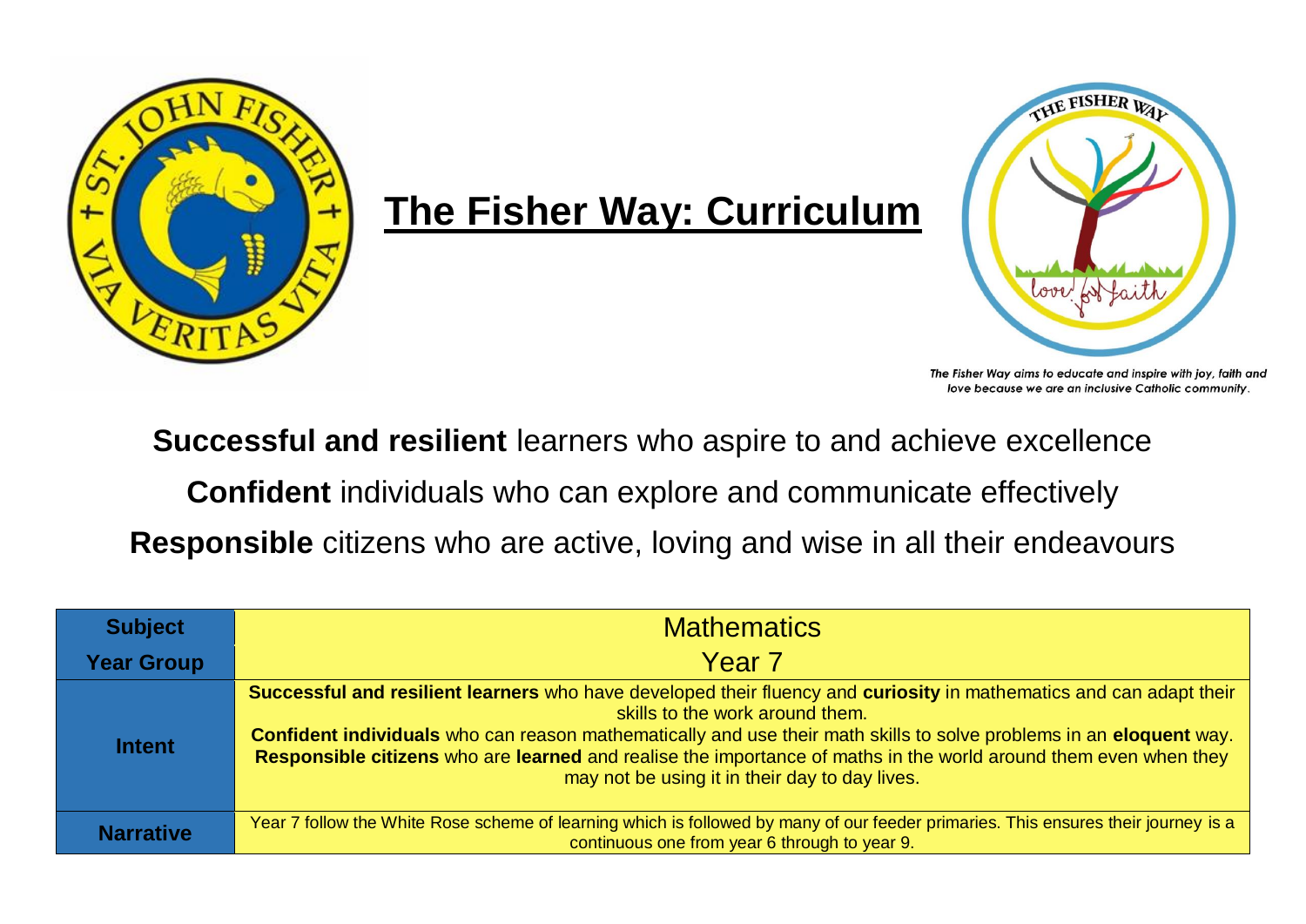# The Fisher Way: Curriculum

*The Fisher Way aims to educate and inspire with joy, faith and love because we are an inclusive Catholic community.*

**Successful and resilient** learners who aspire to and achieve excellence

**Confident** individuals who can explore and communicate effectively

**Responsible** citizens who are active, loving and wise in all their endeavours

| **Subject** | Mathematics |
|---|---|
| **Year Group** | Year 7 |
| **Intent** | **Successful and resilient learners** who have developed their fluency and **curiosity** in mathematics and can adapt their skills to the work around them. **Confident individuals** who can reason mathematically and use their math skills to solve problems in an **eloquent** way. **Responsible citizens** who are **learned** and realise the importance of maths in the world around them even when they may not be using it in their day to day lives. |
| **Narrative** | Year 7 follow the White Rose scheme of learning which is followed by many of our feeder primaries. This ensures their journey is a continuous one from year 6 through to year 9. |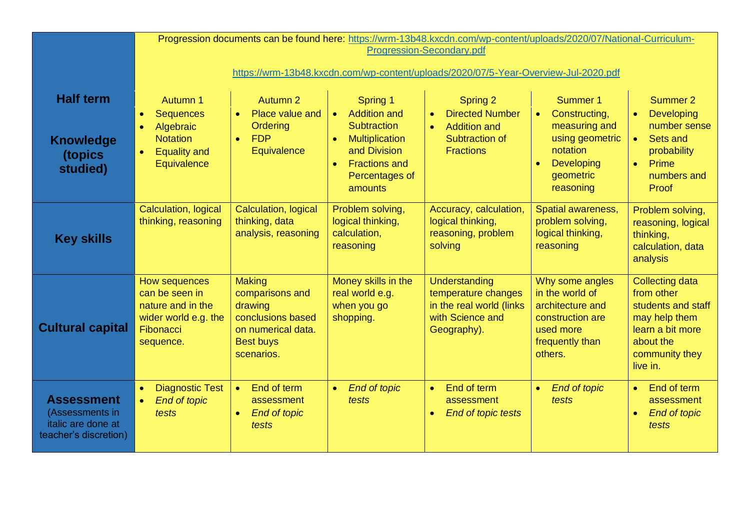Progression documents can be found here: [https://wrm-13b48.kxcdn.com/wp-content/uploads/2020/07/National-Curriculum-Progression-Secondary.pdf](https://wrm-13b48.kxcdn.com/wp-content/uploads/2020/07/National-Curriculum-Progression-Secondary.pdf)

[https://wrm-13b48.kxcdn.com/wp-content/uploads/2020/07/5-Year-Overview-Jul-2020.pdf](https://wrm-13b48.kxcdn.com/wp-content/uploads/2020/07/5-Year-Overview-Jul-2020.pdf)

| **Half term** | Autumn 1 | Autumn 2 | Spring 1 | Spring 2 | Summer 1 | Summer 2 |
|---|---|---|---|---|---|---|
| **Knowledge (topics studied)** | • Sequences<br>• Algebraic Notation<br>• Equality and Equivalence | • Place value and Ordering<br>• FDP Equivalence | • Addition and Subtraction<br>• Multiplication and Division<br>• Fractions and Percentages of amounts | • Directed Number<br>• Addition and Subtraction of Fractions | • Constructing, measuring and using geometric notation<br>• Developing geometric reasoning | • Developing number sense<br>• Sets and probability<br>• Prime numbers and Proof |
| **Key skills** | Calculation, logical thinking, reasoning | Calculation, logical thinking, data analysis, reasoning | Problem solving, logical thinking, calculation, reasoning | Accuracy, calculation, logical thinking, reasoning, problem solving | Spatial awareness, problem solving, logical thinking, reasoning | Problem solving, reasoning, logical thinking, calculation, data analysis |
| **Cultural capital** | How sequences can be seen in nature and in the wider world e.g. the Fibonacci sequence. | Making comparisons and drawing conclusions based on numerical data. Best buys scenarios. | Money skills in the real world e.g. when you go shopping. | Understanding temperature changes in the real world (links with Science and Geography). | Why some angles in the world of architecture and construction are used more frequently than others. | Collecting data from other students and staff may help them learn a bit more about the community they live in. |
| **Assessment** (Assessments in italic are done at teacher's discretion) | • Diagnostic Test<br>• *End of topic tests* | • End of term assessment<br>• *End of topic tests* | • *End of topic tests* | • End of term assessment<br>• *End of topic tests* | • *End of topic tests* | • End of term assessment<br>• *End of topic tests* |